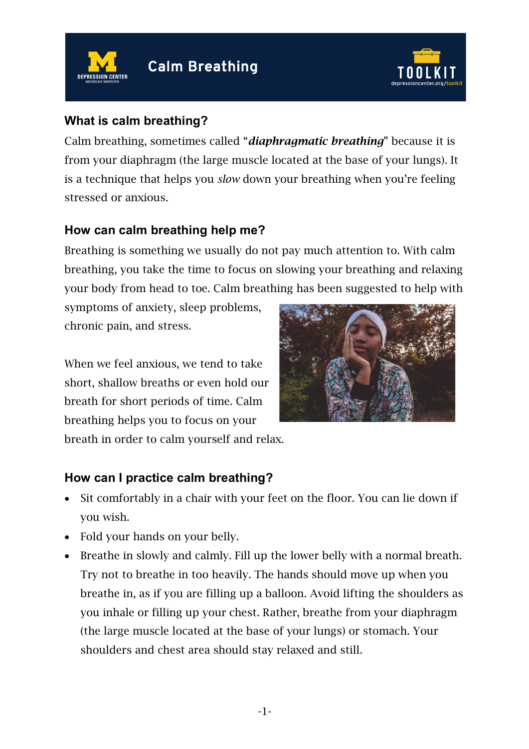# Calm Breathing

## What is calm breathing?

Calm breathing, sometimes called "***diaphragmatic breathing***" because it is from your diaphragm (the large muscle located at the base of your lungs). It is a technique that helps you *slow* down your breathing when you're feeling stressed or anxious.

## How can calm breathing help me?

Breathing is something we usually do not pay much attention to. With calm breathing, you take the time to focus on slowing your breathing and relaxing your body from head to toe. Calm breathing has been suggested to help with symptoms of anxiety, sleep problems, chronic pain, and stress.

When we feel anxious, we tend to take short, shallow breaths or even hold our breath for short periods of time. Calm breathing helps you to focus on your breath in order to calm yourself and relax.

## How can I practice calm breathing?

- Sit comfortably in a chair with your feet on the floor. You can lie down if you wish.
- Fold your hands on your belly.
- Breathe in slowly and calmly. Fill up the lower belly with a normal breath. Try not to breathe in too heavily. The hands should move up when you breathe in, as if you are filling up a balloon. Avoid lifting the shoulders as you inhale or filling up your chest. Rather, breathe from your diaphragm (the large muscle located at the base of your lungs) or stomach. Your shoulders and chest area should stay relaxed and still.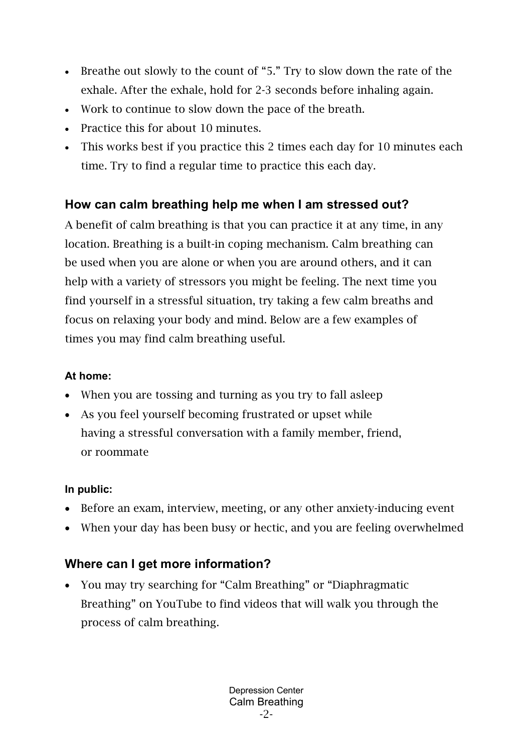- Breathe out slowly to the count of "5." Try to slow down the rate of the exhale. After the exhale, hold for 2-3 seconds before inhaling again.
- Work to continue to slow down the pace of the breath.
- Practice this for about 10 minutes.
- This works best if you practice this 2 times each day for 10 minutes each time. Try to find a regular time to practice this each day.

## How can calm breathing help me when I am stressed out?

A benefit of calm breathing is that you can practice it at any time, in any location. Breathing is a built-in coping mechanism. Calm breathing can be used when you are alone or when you are around others, and it can help with a variety of stressors you might be feeling. The next time you find yourself in a stressful situation, try taking a few calm breaths and focus on relaxing your body and mind. Below are a few examples of times you may find calm breathing useful.

**At home:**

- When you are tossing and turning as you try to fall asleep
- As you feel yourself becoming frustrated or upset while having a stressful conversation with a family member, friend, or roommate

**In public:**

- Before an exam, interview, meeting, or any other anxiety-inducing event
- When your day has been busy or hectic, and you are feeling overwhelmed

## Where can I get more information?

- You may try searching for "Calm Breathing" or "Diaphragmatic Breathing" on YouTube to find videos that will walk you through the process of calm breathing.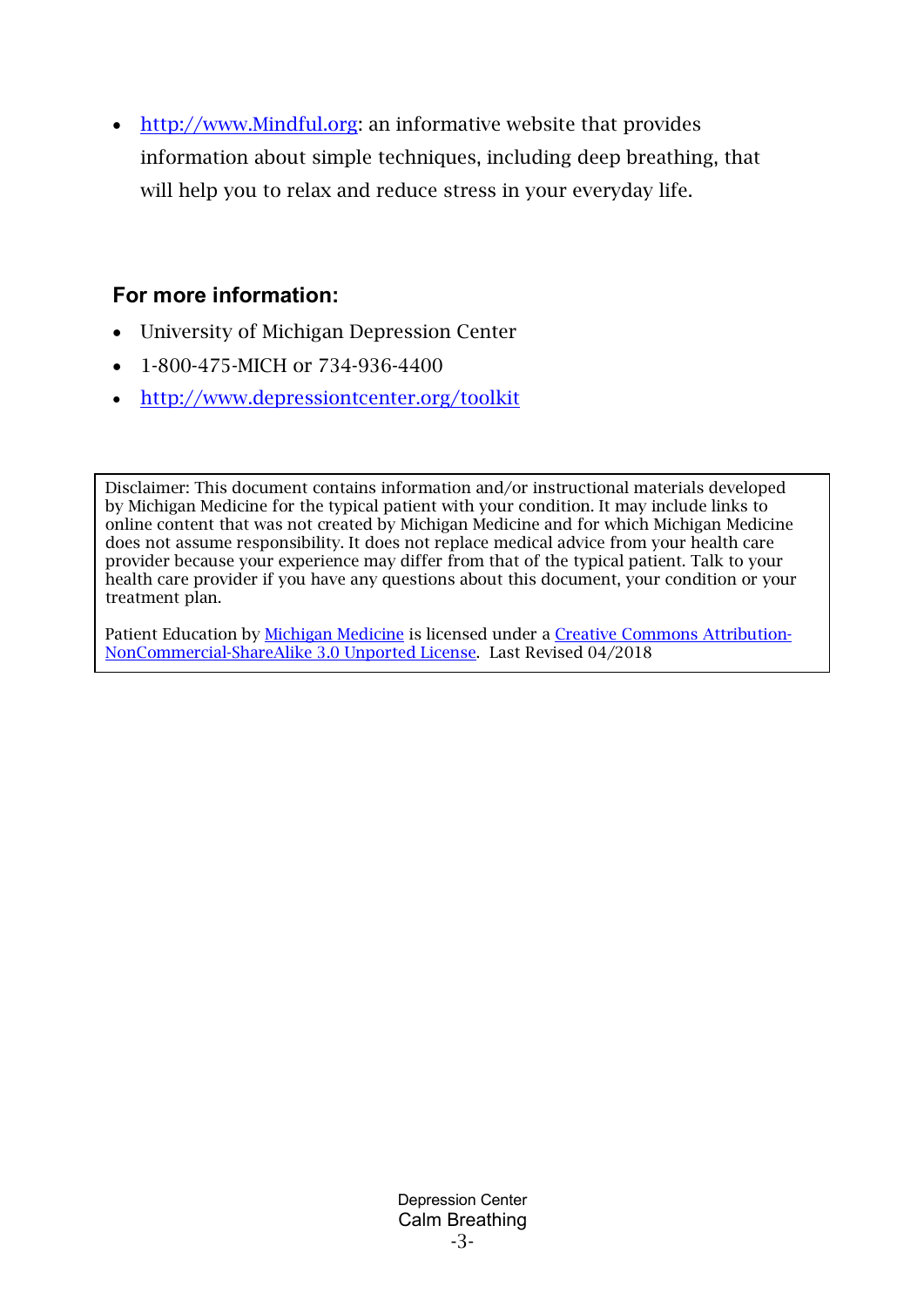- [http://www.Mindful.org](http://www.Mindful.org): an informative website that provides information about simple techniques, including deep breathing, that will help you to relax and reduce stress in your everyday life.

## For more information:

- University of Michigan Depression Center
- 1-800-475-MICH or 734-936-4400
- [http://www.depressiontcenter.org/toolkit](http://www.depressiontcenter.org/toolkit)

Disclaimer: This document contains information and/or instructional materials developed by Michigan Medicine for the typical patient with your condition. It may include links to online content that was not created by Michigan Medicine and for which Michigan Medicine does not assume responsibility. It does not replace medical advice from your health care provider because your experience may differ from that of the typical patient. Talk to your health care provider if you have any questions about this document, your condition or your treatment plan.

Patient Education by Michigan Medicine is licensed under a Creative Commons Attribution-NonCommercial-ShareAlike 3.0 Unported License. Last Revised 04/2018